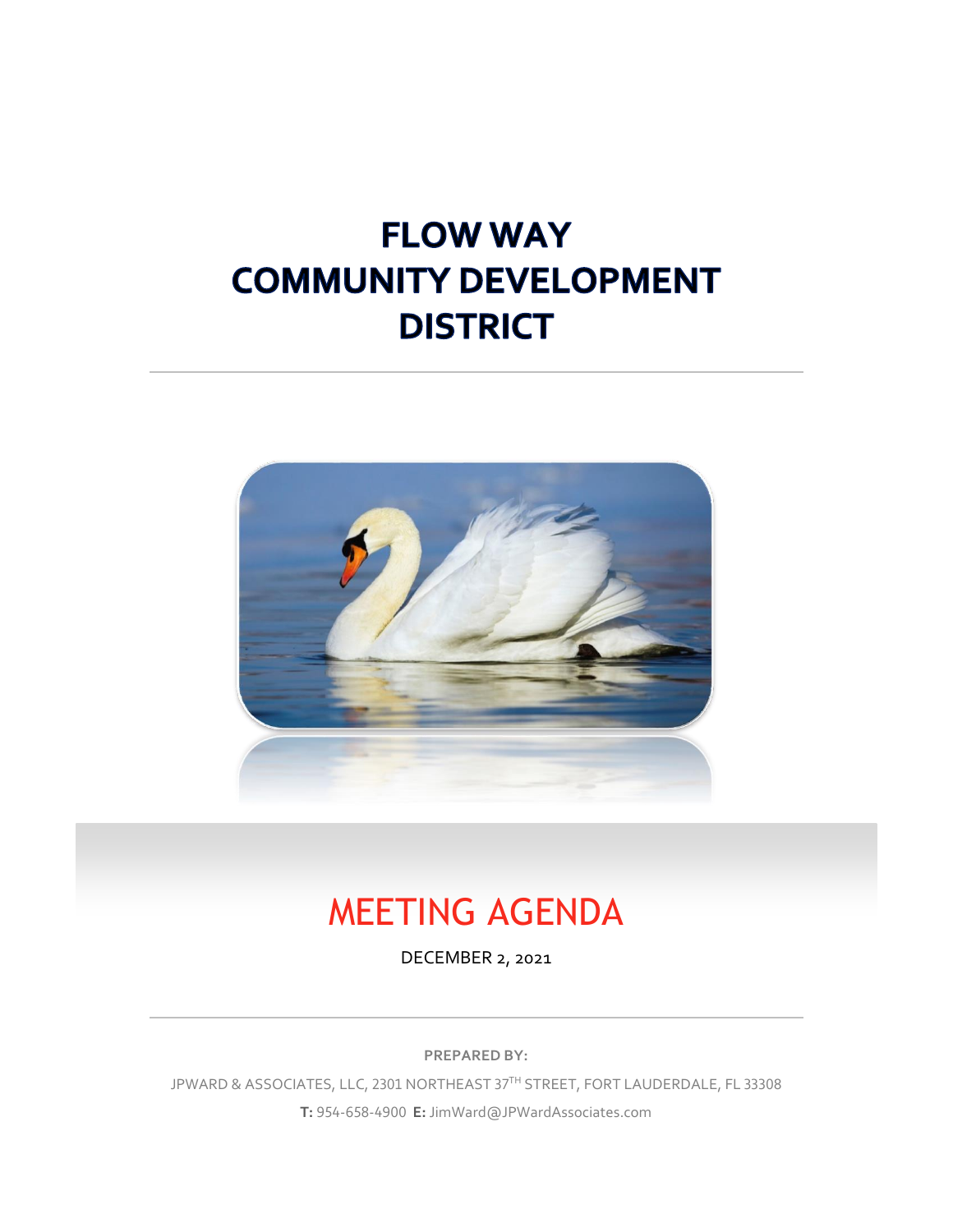# FLOW WAY COMMUNITY DEVELOPMENT DISTRICT

## MEETING AGENDA

DECEMBER 2, 2021

**PREPARED BY:**

JPWARD & ASSOCIATES, LLC, 2301 NORTHEAST 37TH STREET, FORT LAUDERDALE, FL 33308

**T:** 954-658-4900 **E:** JimWard@JPWardAssociates.com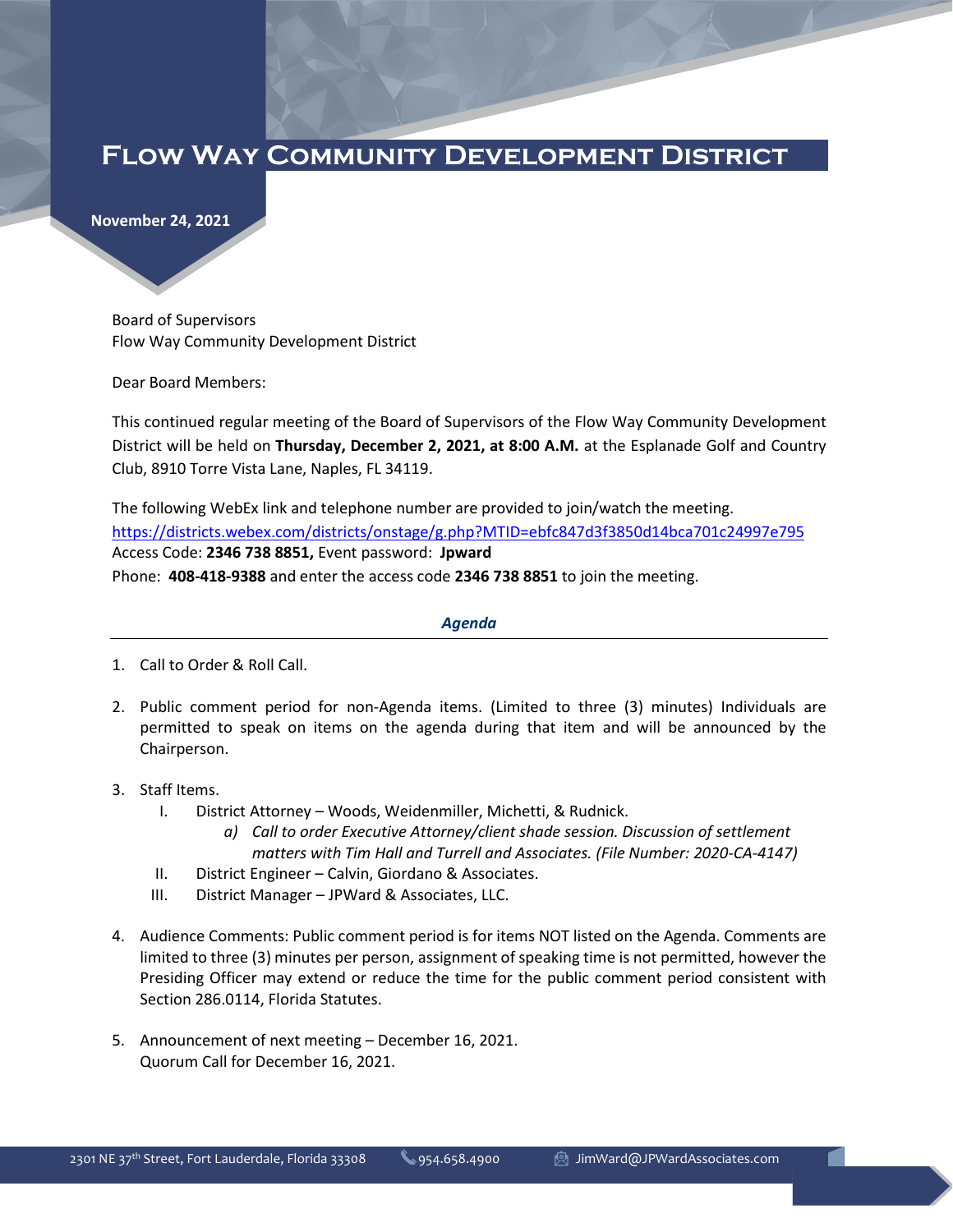# Flow Way Community Development District

**November 24, 2021**

Board of Supervisors
Flow Way Community Development District

Dear Board Members:

This continued regular meeting of the Board of Supervisors of the Flow Way Community Development District will be held on **Thursday, December 2, 2021, at 8:00 A.M.** at the Esplanade Golf and Country Club, 8910 Torre Vista Lane, Naples, FL 34119.

The following WebEx link and telephone number are provided to join/watch the meeting.
https://districts.webex.com/districts/onstage/g.php?MTID=ebfc847d3f3850d14bca701c24997e795
Access Code: **2346 738 8851,** Event password: **Jpward**
Phone: **408-418-9388** and enter the access code **2346 738 8851** to join the meeting.

***Agenda***

1. Call to Order & Roll Call.

2. Public comment period for non-Agenda items. (Limited to three (3) minutes) Individuals are permitted to speak on items on the agenda during that item and will be announced by the Chairperson.

3. Staff Items.
   I. District Attorney – Woods, Weidenmiller, Michetti, & Rudnick.
      a) *Call to order Executive Attorney/client shade session. Discussion of settlement matters with Tim Hall and Turrell and Associates. (File Number: 2020-CA-4147)*
   II. District Engineer – Calvin, Giordano & Associates.
   III. District Manager – JPWard & Associates, LLC.

4. Audience Comments: Public comment period is for items NOT listed on the Agenda. Comments are limited to three (3) minutes per person, assignment of speaking time is not permitted, however the Presiding Officer may extend or reduce the time for the public comment period consistent with Section 286.0114, Florida Statutes.

5. Announcement of next meeting – December 16, 2021.
   Quorum Call for December 16, 2021.

2301 NE 37th Street, Fort Lauderdale, Florida 33308 954.658.4900 JimWard@JPWardAssociates.com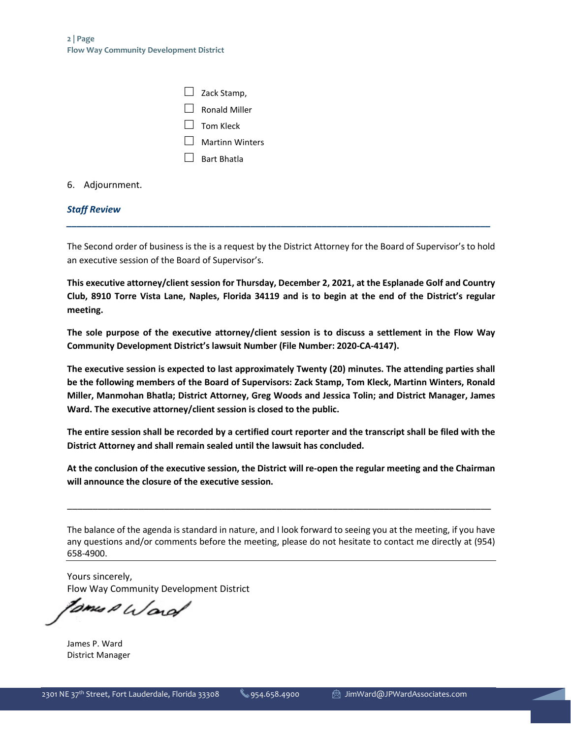- ☐ Zack Stamp,
- ☐ Ronald Miller
- ☐ Tom Kleck
- ☐ Martinn Winters
- ☐ Bart Bhatla

6. Adjournment.

***Staff Review***

---

The Second order of business is the is a request by the District Attorney for the Board of Supervisor's to hold an executive session of the Board of Supervisor's.

**This executive attorney/client session for Thursday, December 2, 2021, at the Esplanade Golf and Country Club, 8910 Torre Vista Lane, Naples, Florida 34119 and is to begin at the end of the District's regular meeting.**

**The sole purpose of the executive attorney/client session is to discuss a settlement in the Flow Way Community Development District's lawsuit Number (File Number: 2020-CA-4147).**

**The executive session is expected to last approximately Twenty (20) minutes. The attending parties shall be the following members of the Board of Supervisors: Zack Stamp, Tom Kleck, Martinn Winters, Ronald Miller, Manmohan Bhatla; District Attorney, Greg Woods and Jessica Tolin; and District Manager, James Ward. The executive attorney/client session is closed to the public.**

**The entire session shall be recorded by a certified court reporter and the transcript shall be filed with the District Attorney and shall remain sealed until the lawsuit has concluded.**

**At the conclusion of the executive session, the District will re-open the regular meeting and the Chairman will announce the closure of the executive session.**

---

The balance of the agenda is standard in nature, and I look forward to seeing you at the meeting, if you have any questions and/or comments before the meeting, please do not hesitate to contact me directly at (954) 658-4900.

---

Yours sincerely,
Flow Way Community Development District

James P. Ward
District Manager